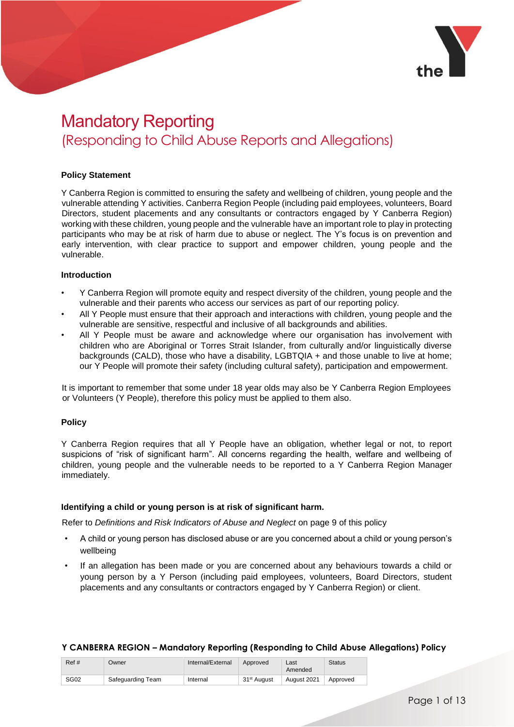# Mandatory Reporting
## (Responding to Child Abuse Reports and Allegations)

**Policy Statement**

Y Canberra Region is committed to ensuring the safety and wellbeing of children, young people and the vulnerable attending Y activities. Canberra Region People (including paid employees, volunteers, Board Directors, student placements and any consultants or contractors engaged by Y Canberra Region) working with these children, young people and the vulnerable have an important role to play in protecting participants who may be at risk of harm due to abuse or neglect. The Y's focus is on prevention and early intervention, with clear practice to support and empower children, young people and the vulnerable.

**Introduction**

- Y Canberra Region will promote equity and respect diversity of the children, young people and the vulnerable and their parents who access our services as part of our reporting policy.
- All Y People must ensure that their approach and interactions with children, young people and the vulnerable are sensitive, respectful and inclusive of all backgrounds and abilities.
- All Y People must be aware and acknowledge where our organisation has involvement with children who are Aboriginal or Torres Strait Islander, from culturally and/or linguistically diverse backgrounds (CALD), those who have a disability, LGBTQIA + and those unable to live at home; our Y People will promote their safety (including cultural safety), participation and empowerment.

It is important to remember that some under 18 year olds may also be Y Canberra Region Employees or Volunteers (Y People), therefore this policy must be applied to them also.

**Policy**

Y Canberra Region requires that all Y People have an obligation, whether legal or not, to report suspicions of "risk of significant harm". All concerns regarding the health, welfare and wellbeing of children, young people and the vulnerable needs to be reported to a Y Canberra Region Manager immediately.

**Identifying a child or young person is at risk of significant harm.**

Refer to *Definitions and Risk Indicators of Abuse and Neglect* on page 9 of this policy

- A child or young person has disclosed abuse or are you concerned about a child or young person's wellbeing
- If an allegation has been made or you are concerned about any behaviours towards a child or young person by a Y Person (including paid employees, volunteers, Board Directors, student placements and any consultants or contractors engaged by Y Canberra Region) or client.

**Y CANBERRA REGION – Mandatory Reporting (Responding to Child Abuse Allegations) Policy**

| Ref # | Owner | Internal/External | Approved | Last Amended | Status |
|---|---|---|---|---|---|
| SG02 | Safeguarding Team | Internal | 31st August | August 2021 | Approved |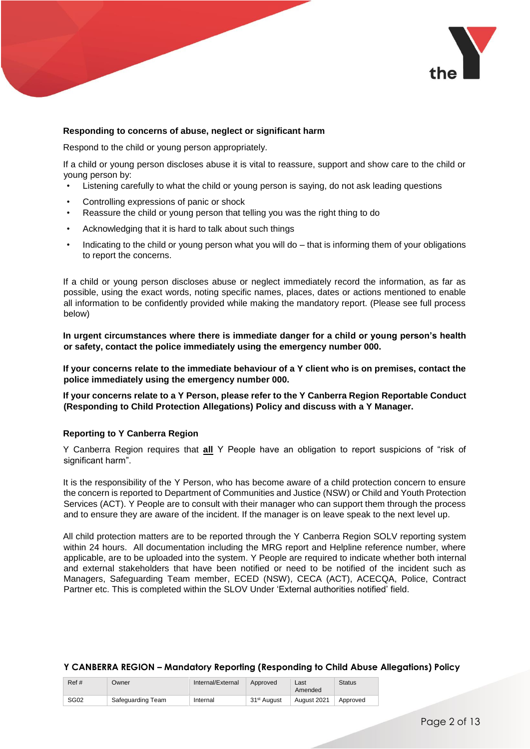**Responding to concerns of abuse, neglect or significant harm**

Respond to the child or young person appropriately.

If a child or young person discloses abuse it is vital to reassure, support and show care to the child or young person by:

- Listening carefully to what the child or young person is saying, do not ask leading questions
- Controlling expressions of panic or shock
- Reassure the child or young person that telling you was the right thing to do
- Acknowledging that it is hard to talk about such things
- Indicating to the child or young person what you will do – that is informing them of your obligations to report the concerns.

If a child or young person discloses abuse or neglect immediately record the information, as far as possible, using the exact words, noting specific names, places, dates or actions mentioned to enable all information to be confidently provided while making the mandatory report. (Please see full process below)

**In urgent circumstances where there is immediate danger for a child or young person's health or safety, contact the police immediately using the emergency number 000.**

**If your concerns relate to the immediate behaviour of a Y client who is on premises, contact the police immediately using the emergency number 000.**

**If your concerns relate to a Y Person, please refer to the Y Canberra Region Reportable Conduct (Responding to Child Protection Allegations) Policy and discuss with a Y Manager.**

**Reporting to Y Canberra Region**

Y Canberra Region requires that **all** Y People have an obligation to report suspicions of "risk of significant harm".

It is the responsibility of the Y Person, who has become aware of a child protection concern to ensure the concern is reported to Department of Communities and Justice (NSW) or Child and Youth Protection Services (ACT). Y People are to consult with their manager who can support them through the process and to ensure they are aware of the incident. If the manager is on leave speak to the next level up.

All child protection matters are to be reported through the Y Canberra Region SOLV reporting system within 24 hours. All documentation including the MRG report and Helpline reference number, where applicable, are to be uploaded into the system. Y People are required to indicate whether both internal and external stakeholders that have been notified or need to be notified of the incident such as Managers, Safeguarding Team member, ECED (NSW), CECA (ACT), ACECQA, Police, Contract Partner etc. This is completed within the SLOV Under 'External authorities notified' field.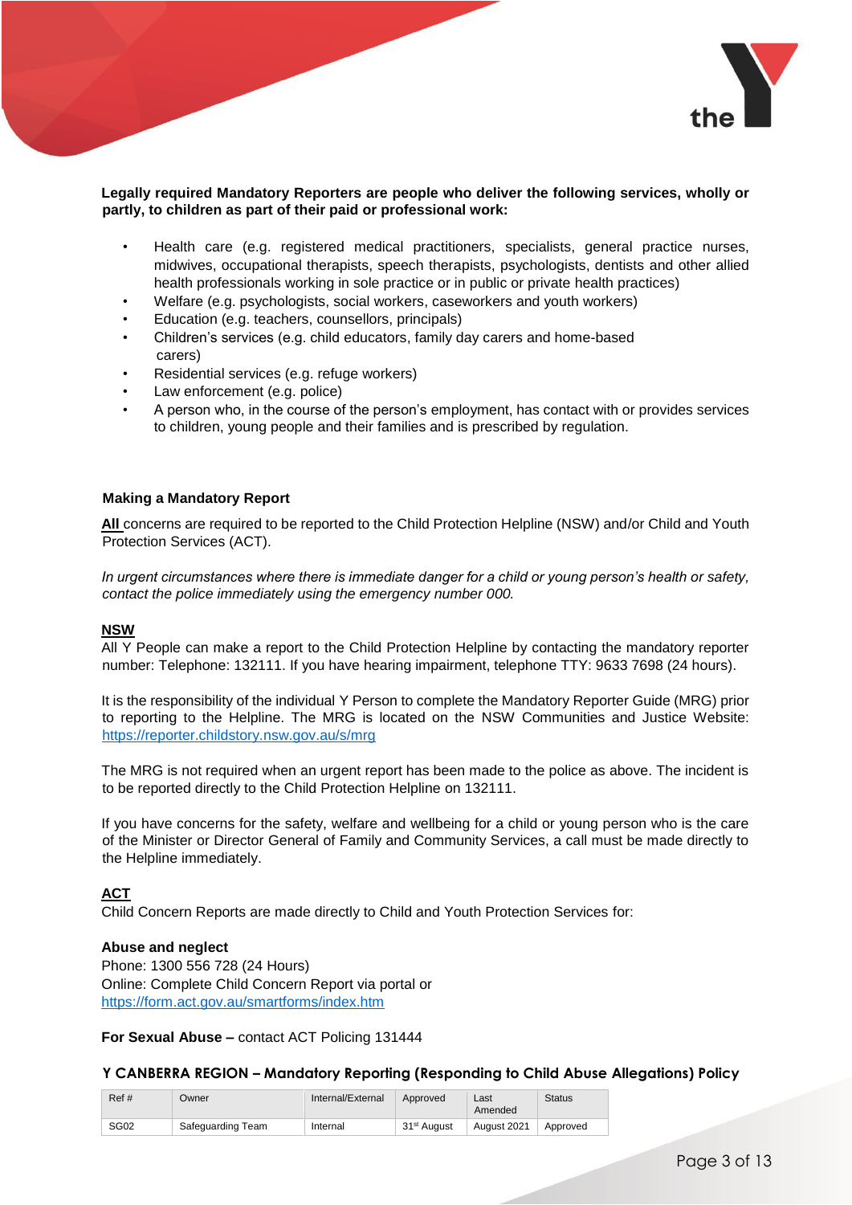**Legally required Mandatory Reporters are people who deliver the following services, wholly or partly, to children as part of their paid or professional work:**

- Health care (e.g. registered medical practitioners, specialists, general practice nurses, midwives, occupational therapists, speech therapists, psychologists, dentists and other allied health professionals working in sole practice or in public or private health practices)
- Welfare (e.g. psychologists, social workers, caseworkers and youth workers)
- Education (e.g. teachers, counsellors, principals)
- Children's services (e.g. child educators, family day carers and home-based carers)
- Residential services (e.g. refuge workers)
- Law enforcement (e.g. police)
- A person who, in the course of the person's employment, has contact with or provides services to children, young people and their families and is prescribed by regulation.

### Making a Mandatory Report

**All** concerns are required to be reported to the Child Protection Helpline (NSW) and/or Child and Youth Protection Services (ACT).

*In urgent circumstances where there is immediate danger for a child or young person's health or safety, contact the police immediately using the emergency number 000.*

**NSW**

All Y People can make a report to the Child Protection Helpline by contacting the mandatory reporter number: Telephone: 132111. If you have hearing impairment, telephone TTY: 9633 7698 (24 hours).

It is the responsibility of the individual Y Person to complete the Mandatory Reporter Guide (MRG) prior to reporting to the Helpline. The MRG is located on the NSW Communities and Justice Website: https://reporter.childstory.nsw.gov.au/s/mrg

The MRG is not required when an urgent report has been made to the police as above. The incident is to be reported directly to the Child Protection Helpline on 132111.

If you have concerns for the safety, welfare and wellbeing for a child or young person who is the care of the Minister or Director General of Family and Community Services, a call must be made directly to the Helpline immediately.

**ACT**

Child Concern Reports are made directly to Child and Youth Protection Services for:

**Abuse and neglect**
Phone: 1300 556 728 (24 Hours)
Online: Complete Child Concern Report via portal or
https://form.act.gov.au/smartforms/index.htm

**For Sexual Abuse –** contact ACT Policing 131444

**Y CANBERRA REGION – Mandatory Reporting (Responding to Child Abuse Allegations) Policy**

| Ref # | Owner | Internal/External | Approved | Last Amended | Status |
|---|---|---|---|---|---|
| SG02 | Safeguarding Team | Internal | 31st August | August 2021 | Approved |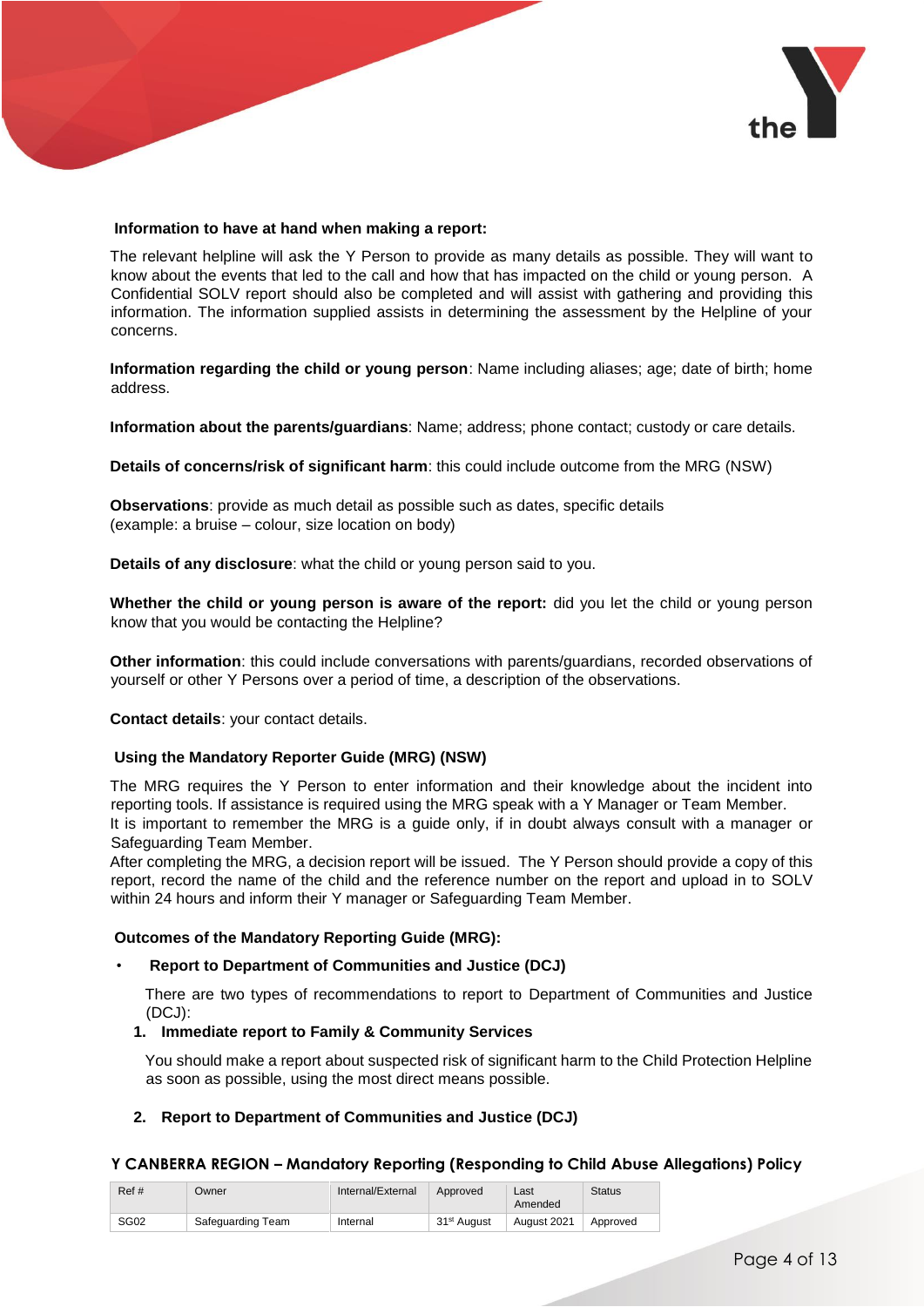**Information to have at hand when making a report:**

The relevant helpline will ask the Y Person to provide as many details as possible. They will want to know about the events that led to the call and how that has impacted on the child or young person. A Confidential SOLV report should also be completed and will assist with gathering and providing this information. The information supplied assists in determining the assessment by the Helpline of your concerns.

**Information regarding the child or young person**: Name including aliases; age; date of birth; home address.

**Information about the parents/guardians**: Name; address; phone contact; custody or care details.

**Details of concerns/risk of significant harm**: this could include outcome from the MRG (NSW)

**Observations**: provide as much detail as possible such as dates, specific details (example: a bruise – colour, size location on body)

**Details of any disclosure**: what the child or young person said to you.

**Whether the child or young person is aware of the report:** did you let the child or young person know that you would be contacting the Helpline?

**Other information**: this could include conversations with parents/guardians, recorded observations of yourself or other Y Persons over a period of time, a description of the observations.

**Contact details**: your contact details.

**Using the Mandatory Reporter Guide (MRG) (NSW)**

The MRG requires the Y Person to enter information and their knowledge about the incident into reporting tools. If assistance is required using the MRG speak with a Y Manager or Team Member.
It is important to remember the MRG is a guide only, if in doubt always consult with a manager or Safeguarding Team Member.
After completing the MRG, a decision report will be issued. The Y Person should provide a copy of this report, record the name of the child and the reference number on the report and upload in to SOLV within 24 hours and inform their Y manager or Safeguarding Team Member.

**Outcomes of the Mandatory Reporting Guide (MRG):**

- **Report to Department of Communities and Justice (DCJ)**

  There are two types of recommendations to report to Department of Communities and Justice (DCJ):

  1. **Immediate report to Family & Community Services**

     You should make a report about suspected risk of significant harm to the Child Protection Helpline as soon as possible, using the most direct means possible.

  2. **Report to Department of Communities and Justice (DCJ)**

**Y CANBERRA REGION – Mandatory Reporting (Responding to Child Abuse Allegations) Policy**

| Ref # | Owner | Internal/External | Approved | Last Amended | Status |
|---|---|---|---|---|---|
| SG02 | Safeguarding Team | Internal | 31st August | August 2021 | Approved |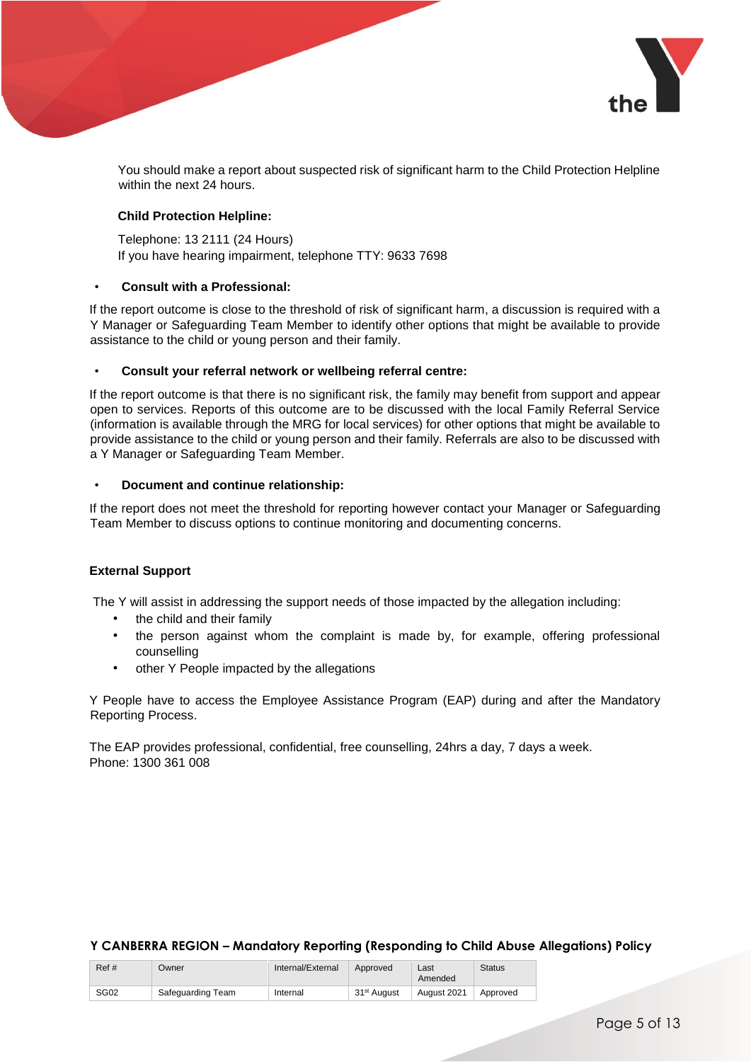You should make a report about suspected risk of significant harm to the Child Protection Helpline within the next 24 hours.

**Child Protection Helpline:**

Telephone: 13 2111 (24 Hours)
If you have hearing impairment, telephone TTY: 9633 7698

- **Consult with a Professional:**

If the report outcome is close to the threshold of risk of significant harm, a discussion is required with a Y Manager or Safeguarding Team Member to identify other options that might be available to provide assistance to the child or young person and their family.

- **Consult your referral network or wellbeing referral centre:**

If the report outcome is that there is no significant risk, the family may benefit from support and appear open to services. Reports of this outcome are to be discussed with the local Family Referral Service (information is available through the MRG for local services) for other options that might be available to provide assistance to the child or young person and their family. Referrals are also to be discussed with a Y Manager or Safeguarding Team Member.

- **Document and continue relationship:**

If the report does not meet the threshold for reporting however contact your Manager or Safeguarding Team Member to discuss options to continue monitoring and documenting concerns.

**External Support**

The Y will assist in addressing the support needs of those impacted by the allegation including:

- the child and their family
- the person against whom the complaint is made by, for example, offering professional counselling
- other Y People impacted by the allegations

Y People have to access the Employee Assistance Program (EAP) during and after the Mandatory Reporting Process.

The EAP provides professional, confidential, free counselling, 24hrs a day, 7 days a week.
Phone: 1300 361 008

**Y CANBERRA REGION – Mandatory Reporting (Responding to Child Abuse Allegations) Policy**

| Ref # | Owner | Internal/External | Approved | Last Amended | Status |
|---|---|---|---|---|---|
| SG02 | Safeguarding Team | Internal | 31st August | August 2021 | Approved |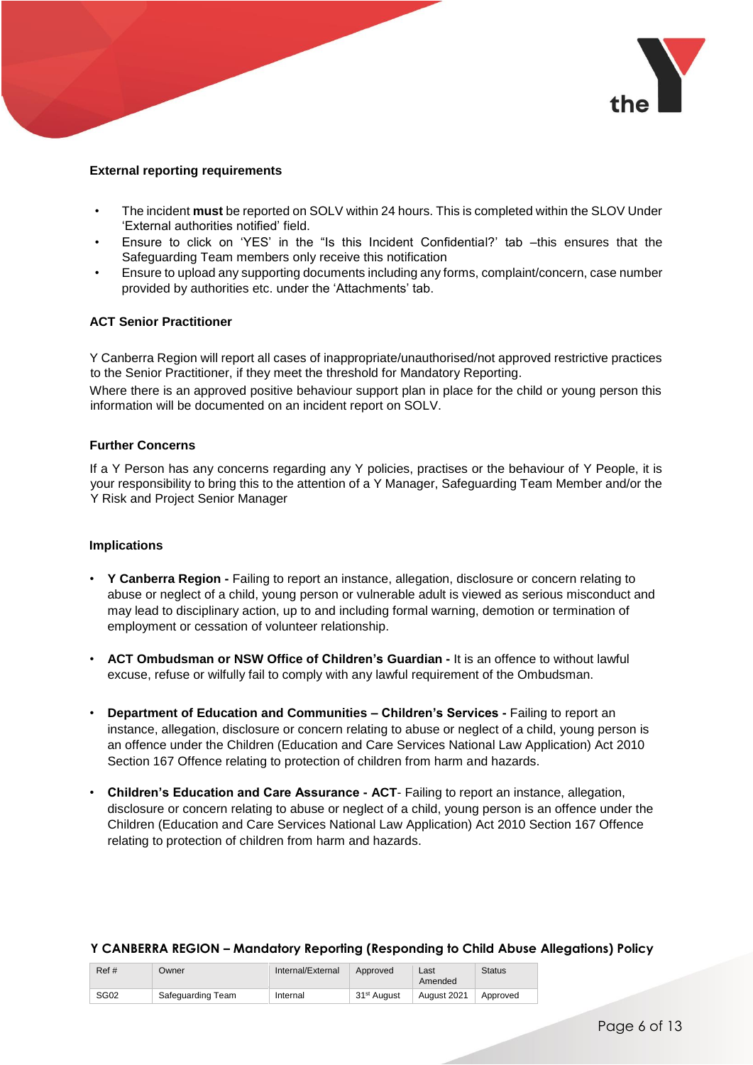**External reporting requirements**

- The incident **must** be reported on SOLV within 24 hours. This is completed within the SLOV Under 'External authorities notified' field.
- Ensure to click on 'YES' in the "Is this Incident Confidential?' tab –this ensures that the Safeguarding Team members only receive this notification
- Ensure to upload any supporting documents including any forms, complaint/concern, case number provided by authorities etc. under the 'Attachments' tab.

**ACT Senior Practitioner**

Y Canberra Region will report all cases of inappropriate/unauthorised/not approved restrictive practices to the Senior Practitioner, if they meet the threshold for Mandatory Reporting.

Where there is an approved positive behaviour support plan in place for the child or young person this information will be documented on an incident report on SOLV.

**Further Concerns**

If a Y Person has any concerns regarding any Y policies, practises or the behaviour of Y People, it is your responsibility to bring this to the attention of a Y Manager, Safeguarding Team Member and/or the Y Risk and Project Senior Manager

**Implications**

- **Y Canberra Region -** Failing to report an instance, allegation, disclosure or concern relating to abuse or neglect of a child, young person or vulnerable adult is viewed as serious misconduct and may lead to disciplinary action, up to and including formal warning, demotion or termination of employment or cessation of volunteer relationship.

- **ACT Ombudsman or NSW Office of Children's Guardian -** It is an offence to without lawful excuse, refuse or wilfully fail to comply with any lawful requirement of the Ombudsman.

- **Department of Education and Communities – Children's Services -** Failing to report an instance, allegation, disclosure or concern relating to abuse or neglect of a child, young person is an offence under the Children (Education and Care Services National Law Application) Act 2010 Section 167 Offence relating to protection of children from harm and hazards.

- **Children's Education and Care Assurance - ACT**- Failing to report an instance, allegation, disclosure or concern relating to abuse or neglect of a child, young person is an offence under the Children (Education and Care Services National Law Application) Act 2010 Section 167 Offence relating to protection of children from harm and hazards.

**Y CANBERRA REGION – Mandatory Reporting (Responding to Child Abuse Allegations) Policy**

| Ref # | Owner | Internal/External | Approved | Last Amended | Status |
|---|---|---|---|---|---|
| SG02 | Safeguarding Team | Internal | 31st August | August 2021 | Approved |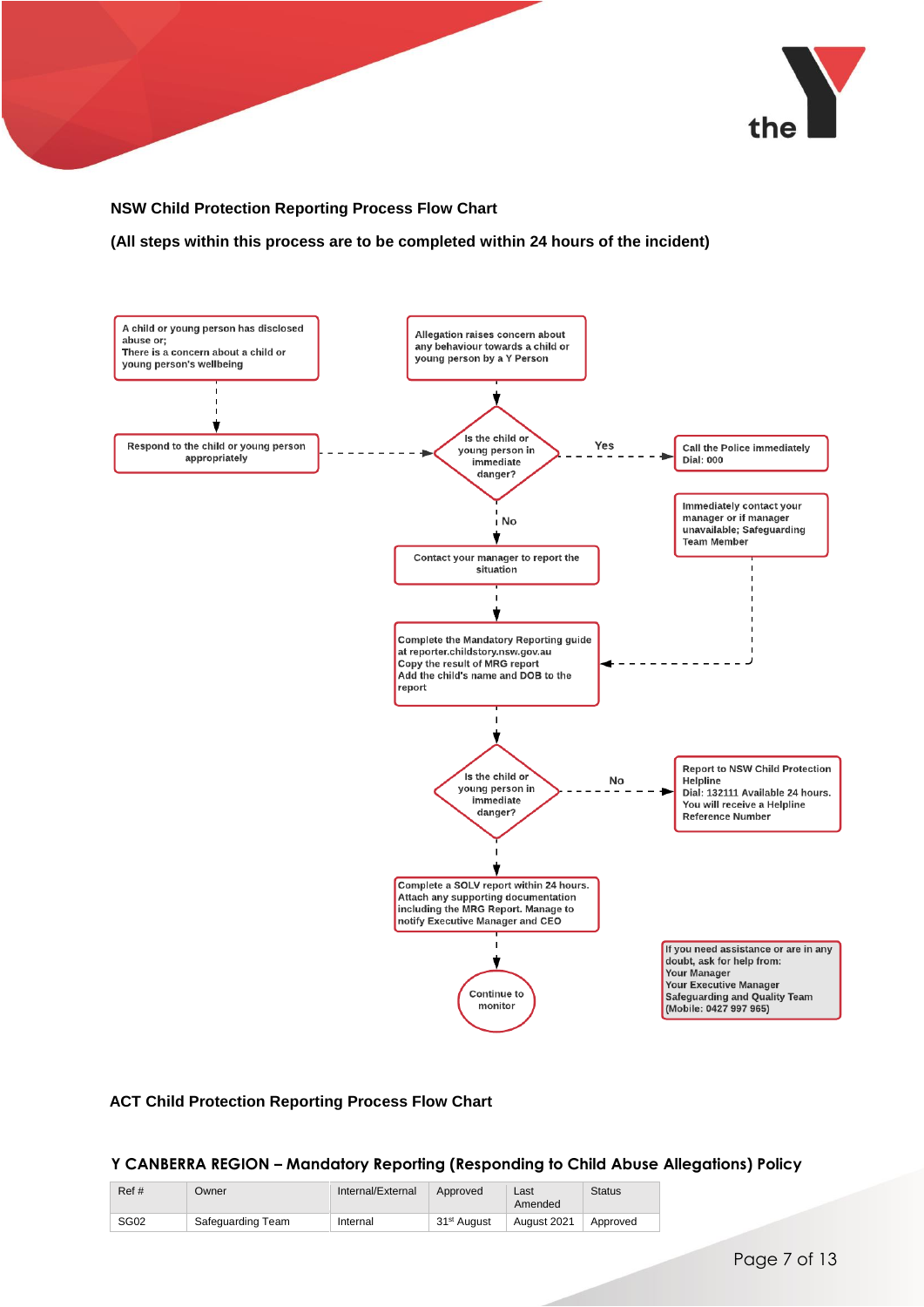**NSW Child Protection Reporting Process Flow Chart**

**(All steps within this process are to be completed within 24 hours of the incident)**

A child or young person has disclosed abuse or;
There is a concern about a child or young person's wellbeing

Respond to the child or young person appropriately

Allegation raises concern about any behaviour towards a child or young person by a Y Person

Is the child or young person in immediate danger?

Yes → Call the Police immediately Dial: 000

Immediately contact your manager or if manager unavailable; Safeguarding Team Member

No → Contact your manager to report the situation

Complete the Mandatory Reporting guide at reporter.childstory.nsw.gov.au
Copy the result of MRG report
Add the child's name and DOB to the report

Is the child or young person in immediate danger?

No → Report to NSW Child Protection Helpline
Dial: 132111 Available 24 hours.
You will receive a Helpline Reference Number

Complete a SOLV report within 24 hours. Attach any supporting documentation including the MRG Report. Manage to notify Executive Manager and CEO

Continue to monitor

If you need assistance or are in any doubt, ask for help from:
Your Manager
Your Executive Manager
Safeguarding and Quality Team
(Mobile: 0427 997 965)

**ACT Child Protection Reporting Process Flow Chart**

**Y CANBERRA REGION – Mandatory Reporting (Responding to Child Abuse Allegations) Policy**

| Ref # | Owner | Internal/External | Approved | Last Amended | Status |
|---|---|---|---|---|---|
| SG02 | Safeguarding Team | Internal | 31st August | August 2021 | Approved |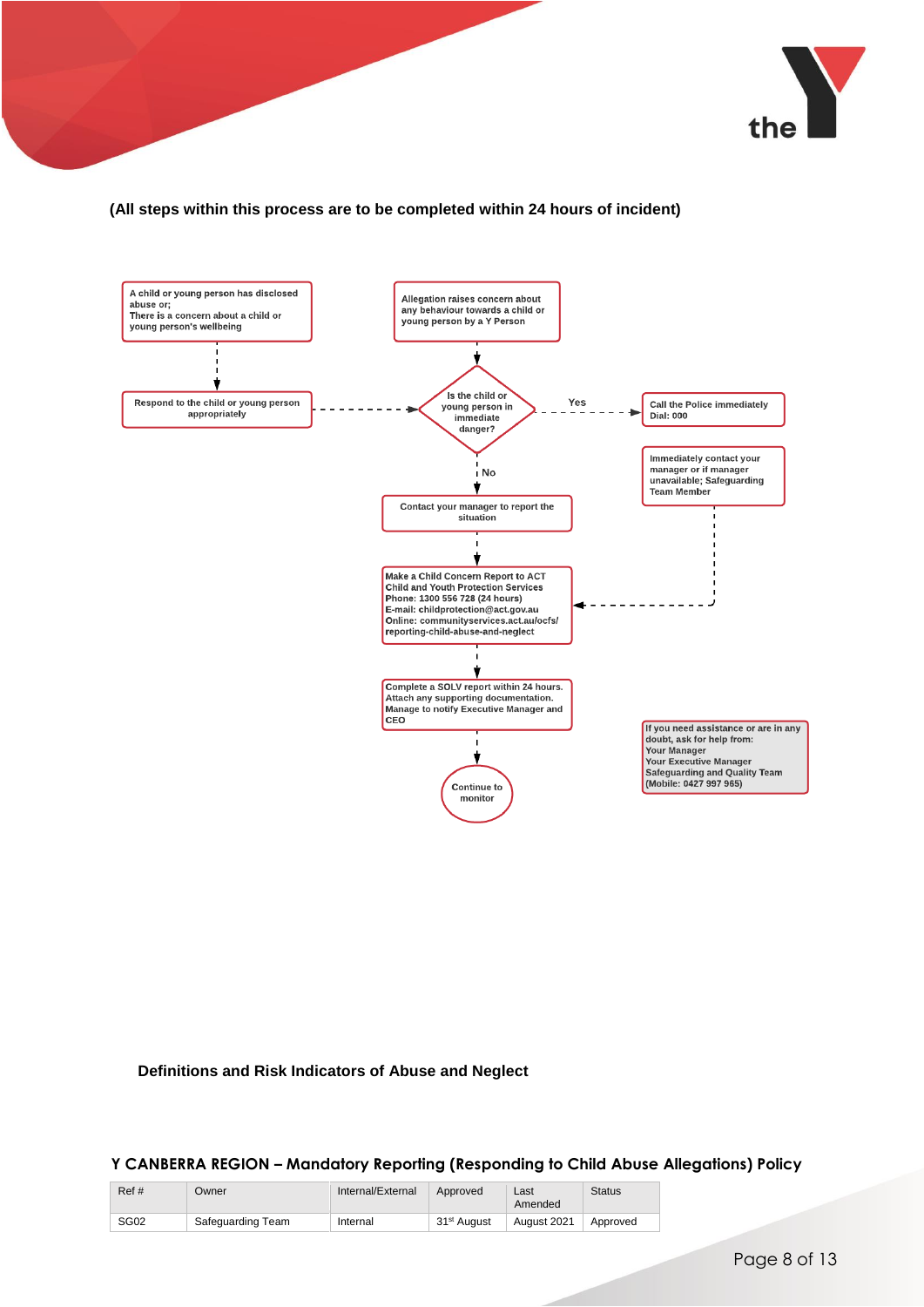**(All steps within this process are to be completed within 24 hours of incident)**

A child or young person has disclosed abuse or;
There is a concern about a child or young person's wellbeing

Allegation raises concern about any behaviour towards a child or young person by a Y Person

Respond to the child or young person appropriately

Is the child or young person in immediate danger?

Yes

Call the Police immediately
Dial: 000

Immediately contact your manager or if manager unavailable; Safeguarding Team Member

No

Contact your manager to report the situation

Make a Child Concern Report to ACT Child and Youth Protection Services
Phone: 1300 556 728 (24 hours)
E-mail: childprotection@act.gov.au
Online: communityservices.act.au/ocfs/reporting-child-abuse-and-neglect

Complete a SOLV report within 24 hours. Attach any supporting documentation. Manage to notify Executive Manager and CEO

Continue to monitor

If you need assistance or are in any doubt, ask for help from:
Your Manager
Your Executive Manager
Safeguarding and Quality Team
(Mobile: 0427 997 965)

**Definitions and Risk Indicators of Abuse and Neglect**

**Y CANBERRA REGION – Mandatory Reporting (Responding to Child Abuse Allegations) Policy**

| Ref # | Owner | Internal/External | Approved | Last Amended | Status |
|---|---|---|---|---|---|
| SG02 | Safeguarding Team | Internal | 31st August | August 2021 | Approved |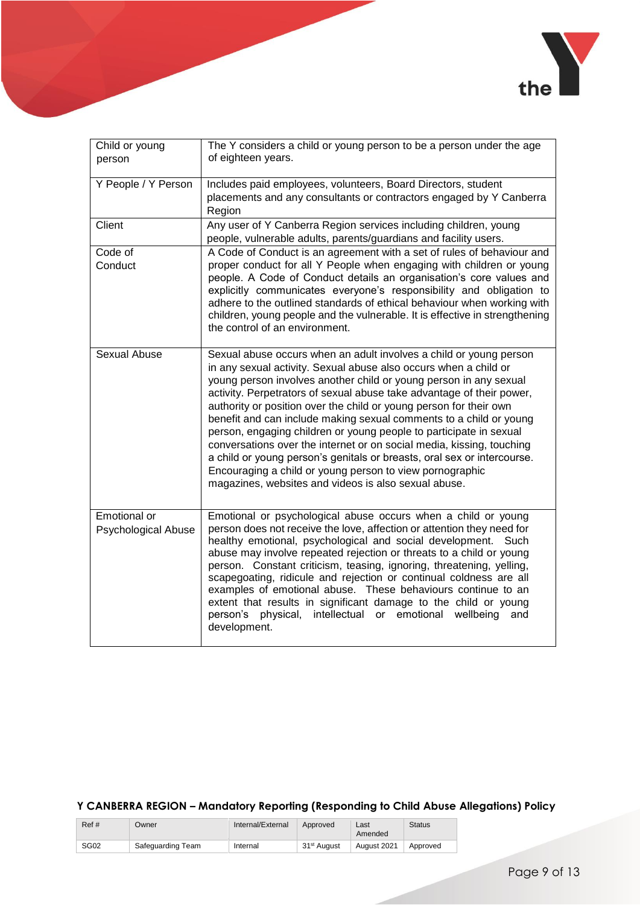| | |
|---|---|
| Child or young person | The Y considers a child or young person to be a person under the age of eighteen years. |
| Y People / Y Person | Includes paid employees, volunteers, Board Directors, student placements and any consultants or contractors engaged by Y Canberra Region |
| Client | Any user of Y Canberra Region services including children, young people, vulnerable adults, parents/guardians and facility users. |
| Code of Conduct | A Code of Conduct is an agreement with a set of rules of behaviour and proper conduct for all Y People when engaging with children or young people. A Code of Conduct details an organisation's core values and explicitly communicates everyone's responsibility and obligation to adhere to the outlined standards of ethical behaviour when working with children, young people and the vulnerable. It is effective in strengthening the control of an environment. |
| Sexual Abuse | Sexual abuse occurs when an adult involves a child or young person in any sexual activity. Sexual abuse also occurs when a child or young person involves another child or young person in any sexual activity. Perpetrators of sexual abuse take advantage of their power, authority or position over the child or young person for their own benefit and can include making sexual comments to a child or young person, engaging children or young people to participate in sexual conversations over the internet or on social media, kissing, touching a child or young person's genitals or breasts, oral sex or intercourse. Encouraging a child or young person to view pornographic magazines, websites and videos is also sexual abuse. |
| Emotional or Psychological Abuse | Emotional or psychological abuse occurs when a child or young person does not receive the love, affection or attention they need for healthy emotional, psychological and social development. Such abuse may involve repeated rejection or threats to a child or young person. Constant criticism, teasing, ignoring, threatening, yelling, scapegoating, ridicule and rejection or continual coldness are all examples of emotional abuse. These behaviours continue to an extent that results in significant damage to the child or young person's physical, intellectual or emotional wellbeing and development. |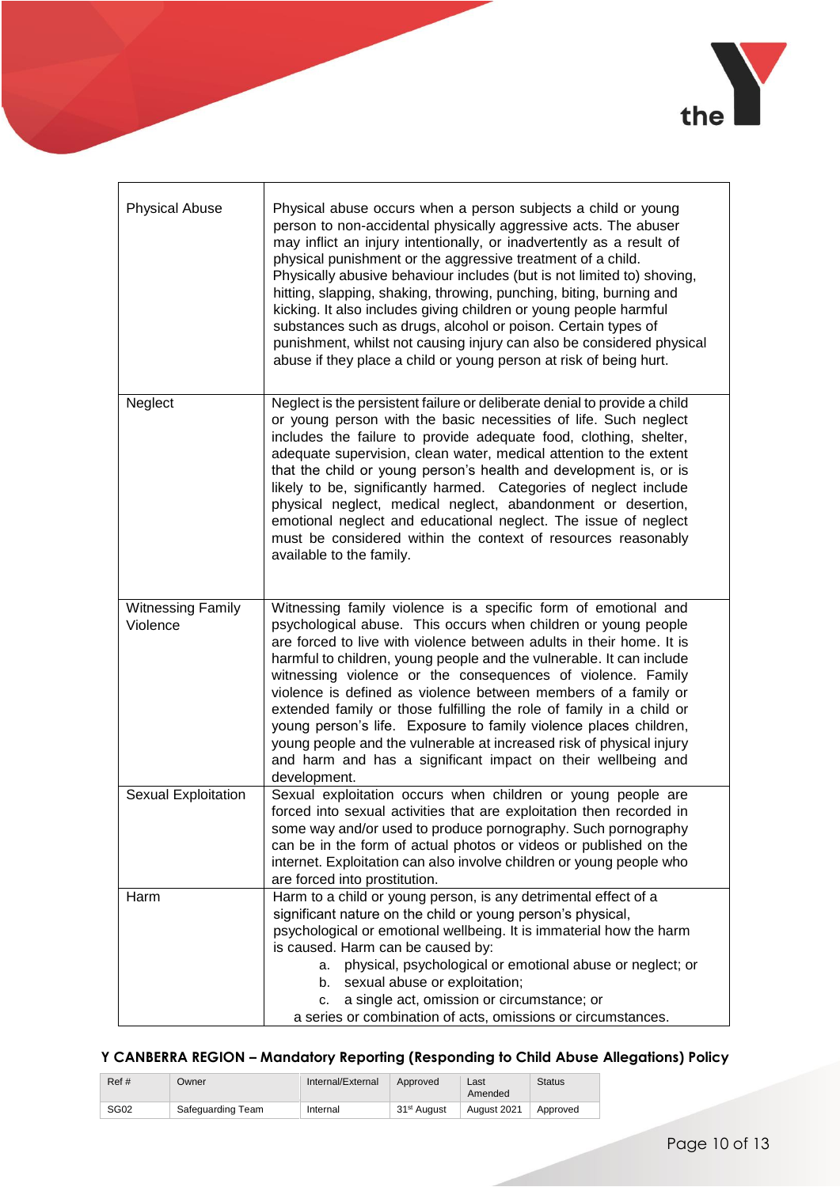| | |
|---|---|
| Physical Abuse | Physical abuse occurs when a person subjects a child or young person to non-accidental physically aggressive acts. The abuser may inflict an injury intentionally, or inadvertently as a result of physical punishment or the aggressive treatment of a child. Physically abusive behaviour includes (but is not limited to) shoving, hitting, slapping, shaking, throwing, punching, biting, burning and kicking. It also includes giving children or young people harmful substances such as drugs, alcohol or poison. Certain types of punishment, whilst not causing injury can also be considered physical abuse if they place a child or young person at risk of being hurt. |
| Neglect | Neglect is the persistent failure or deliberate denial to provide a child or young person with the basic necessities of life. Such neglect includes the failure to provide adequate food, clothing, shelter, adequate supervision, clean water, medical attention to the extent that the child or young person's health and development is, or is likely to be, significantly harmed. Categories of neglect include physical neglect, medical neglect, abandonment or desertion, emotional neglect and educational neglect. The issue of neglect must be considered within the context of resources reasonably available to the family. |
| Witnessing Family Violence | Witnessing family violence is a specific form of emotional and psychological abuse. This occurs when children or young people are forced to live with violence between adults in their home. It is harmful to children, young people and the vulnerable. It can include witnessing violence or the consequences of violence. Family violence is defined as violence between members of a family or extended family or those fulfilling the role of family in a child or young person's life. Exposure to family violence places children, young people and the vulnerable at increased risk of physical injury and harm and has a significant impact on their wellbeing and development. |
| Sexual Exploitation | Sexual exploitation occurs when children or young people are forced into sexual activities that are exploitation then recorded in some way and/or used to produce pornography. Such pornography can be in the form of actual photos or videos or published on the internet. Exploitation can also involve children or young people who are forced into prostitution. |
| Harm | Harm to a child or young person, is any detrimental effect of a significant nature on the child or young person's physical, psychological or emotional wellbeing. It is immaterial how the harm is caused. Harm can be caused by:<br>a. physical, psychological or emotional abuse or neglect; or<br>b. sexual abuse or exploitation;<br>c. a single act, omission or circumstance; or<br>a series or combination of acts, omissions or circumstances. |

**Y CANBERRA REGION – Mandatory Reporting (Responding to Child Abuse Allegations) Policy**

| Ref # | Owner | Internal/External | Approved | Last Amended | Status |
|---|---|---|---|---|---|
| SG02 | Safeguarding Team | Internal | 31st August | August 2021 | Approved |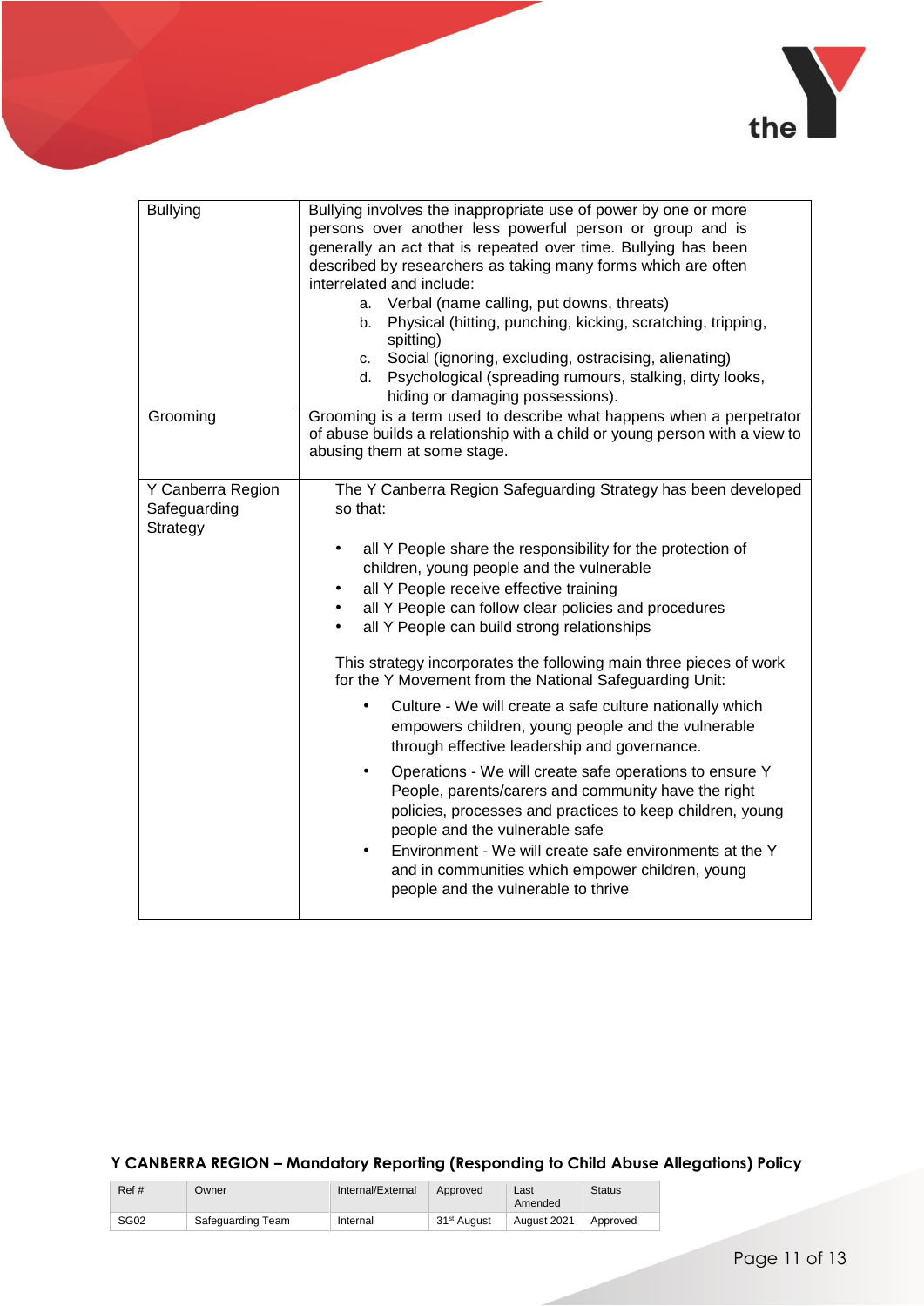| | |
|---|---|
| Bullying | Bullying involves the inappropriate use of power by one or more persons over another less powerful person or group and is generally an act that is repeated over time. Bullying has been described by researchers as taking many forms which are often interrelated and include:<br>a. Verbal (name calling, put downs, threats)<br>b. Physical (hitting, punching, kicking, scratching, tripping, spitting)<br>c. Social (ignoring, excluding, ostracising, alienating)<br>d. Psychological (spreading rumours, stalking, dirty looks, hiding or damaging possessions). |
| Grooming | Grooming is a term used to describe what happens when a perpetrator of abuse builds a relationship with a child or young person with a view to abusing them at some stage. |
| Y Canberra Region Safeguarding Strategy | The Y Canberra Region Safeguarding Strategy has been developed so that:<br>• all Y People share the responsibility for the protection of children, young people and the vulnerable<br>• all Y People receive effective training<br>• all Y People can follow clear policies and procedures<br>• all Y People can build strong relationships<br><br>This strategy incorporates the following main three pieces of work for the Y Movement from the National Safeguarding Unit:<br>• Culture - We will create a safe culture nationally which empowers children, young people and the vulnerable through effective leadership and governance.<br>• Operations - We will create safe operations to ensure Y People, parents/carers and community have the right policies, processes and practices to keep children, young people and the vulnerable safe<br>• Environment - We will create safe environments at the Y and in communities which empower children, young people and the vulnerable to thrive |

**Y CANBERRA REGION – Mandatory Reporting (Responding to Child Abuse Allegations) Policy**

| Ref # | Owner | Internal/External | Approved | Last Amended | Status |
|---|---|---|---|---|---|
| SG02 | Safeguarding Team | Internal | 31st August | August 2021 | Approved |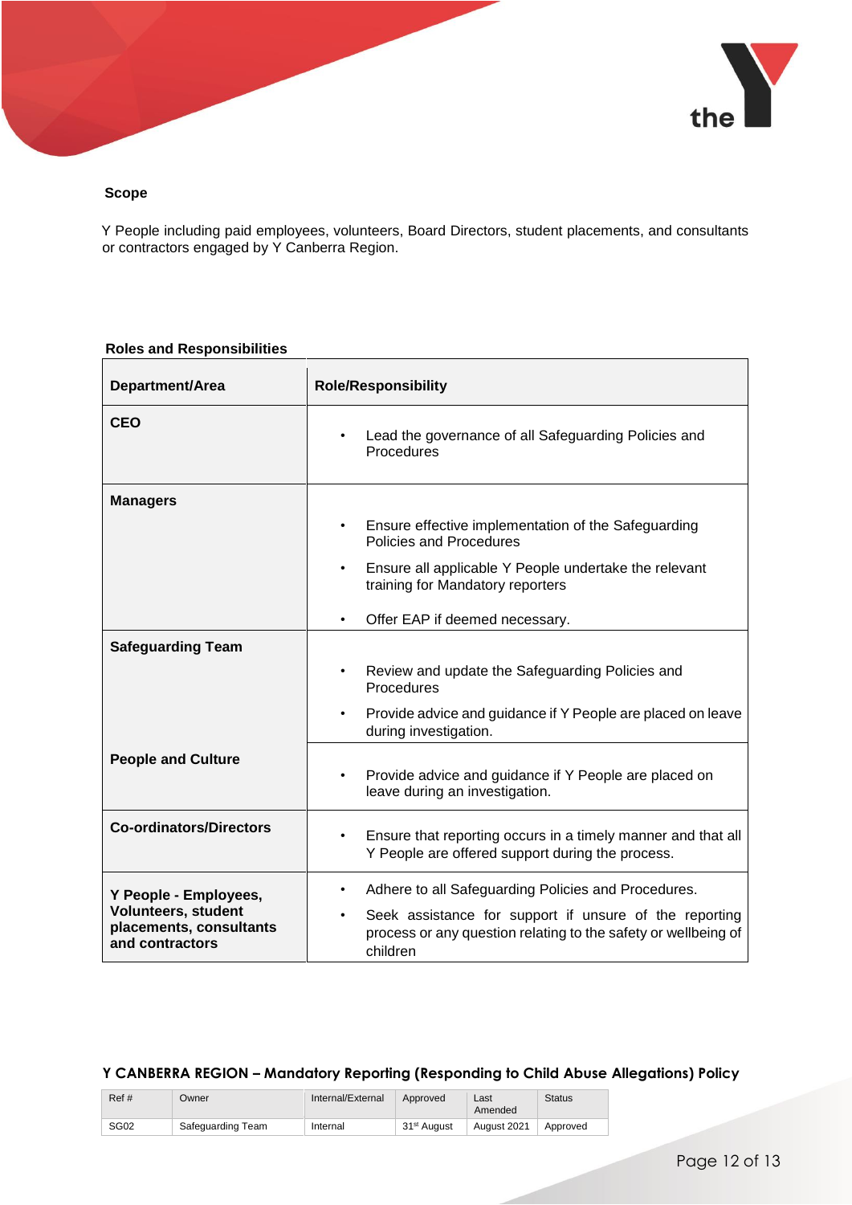## Scope

Y People including paid employees, volunteers, Board Directors, student placements, and consultants or contractors engaged by Y Canberra Region.

## Roles and Responsibilities

| Department/Area | Role/Responsibility |
|---|---|
| **CEO** | • Lead the governance of all Safeguarding Policies and Procedures |
| **Managers** | • Ensure effective implementation of the Safeguarding Policies and Procedures<br>• Ensure all applicable Y People undertake the relevant training for Mandatory reporters<br>• Offer EAP if deemed necessary. |
| **Safeguarding Team** | • Review and update the Safeguarding Policies and Procedures<br>• Provide advice and guidance if Y People are placed on leave during investigation. |
| **People and Culture** | • Provide advice and guidance if Y People are placed on leave during an investigation. |
| **Co-ordinators/Directors** | • Ensure that reporting occurs in a timely manner and that all Y People are offered support during the process. |
| **Y People - Employees, Volunteers, student placements, consultants and contractors** | • Adhere to all Safeguarding Policies and Procedures.<br>• Seek assistance for support if unsure of the reporting process or any question relating to the safety or wellbeing of children |

**Y CANBERRA REGION – Mandatory Reporting (Responding to Child Abuse Allegations) Policy**

| Ref # | Owner | Internal/External | Approved | Last Amended | Status |
|---|---|---|---|---|---|
| SG02 | Safeguarding Team | Internal | 31st August | August 2021 | Approved |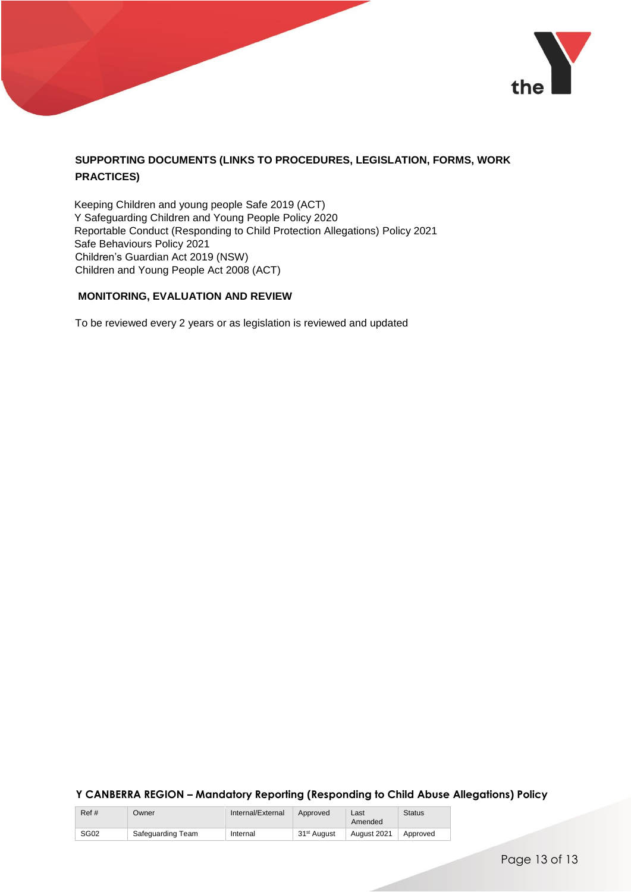## SUPPORTING DOCUMENTS (LINKS TO PROCEDURES, LEGISLATION, FORMS, WORK PRACTICES)

Keeping Children and young people Safe 2019 (ACT)
Y Safeguarding Children and Young People Policy 2020
Reportable Conduct (Responding to Child Protection Allegations) Policy 2021
Safe Behaviours Policy 2021
Children's Guardian Act 2019 (NSW)
Children and Young People Act 2008 (ACT)

## MONITORING, EVALUATION AND REVIEW

To be reviewed every 2 years or as legislation is reviewed and updated